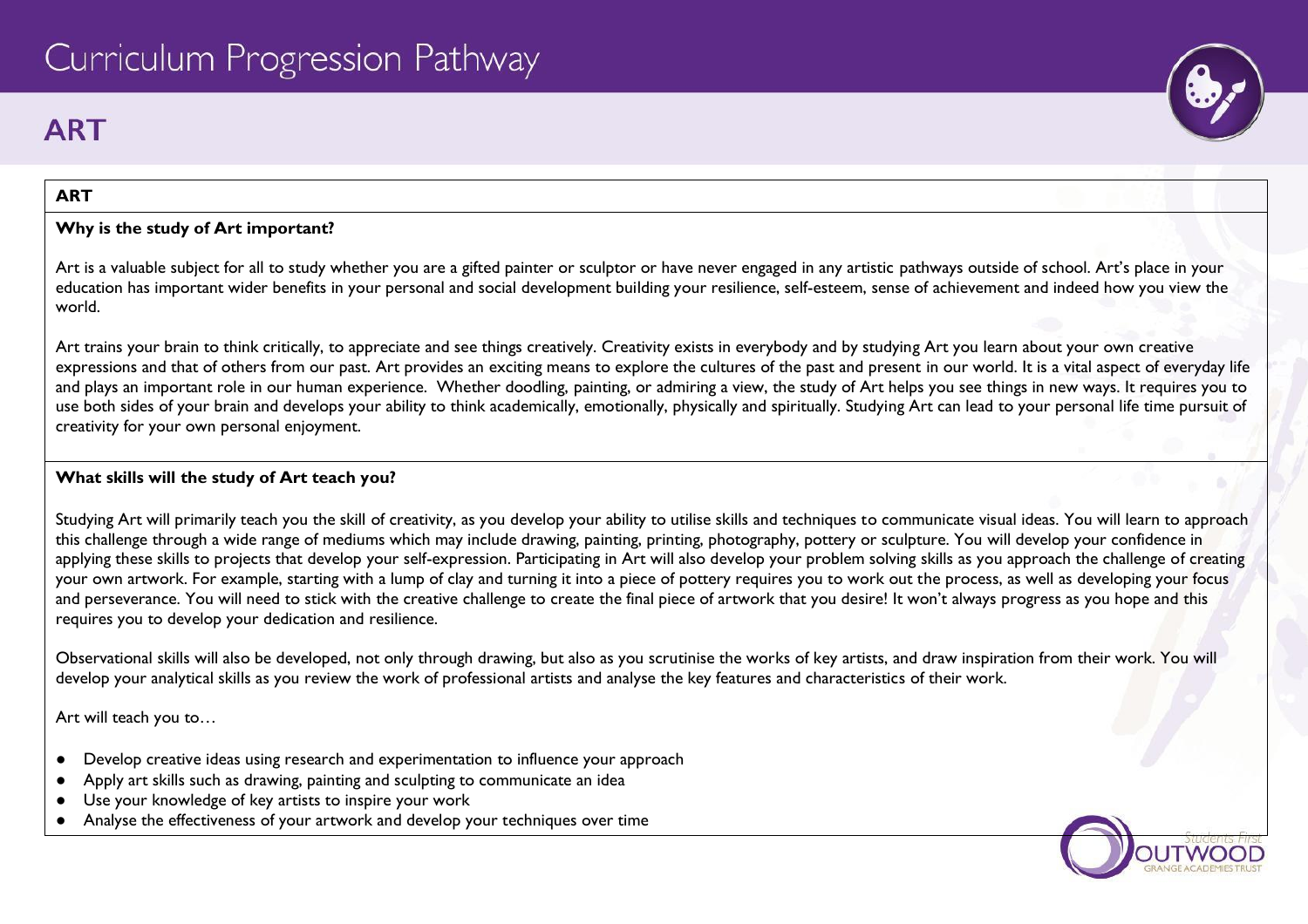# Curriculum Progression Pathway

## ART

### ART

**Why is the study of Art important?**

Art is a valuable subject for all to study whether you are a gifted painter or sculptor or have never engaged in any artistic pathways outside of school. Art's place in your education has important wider benefits in your personal and social development building your resilience, self-esteem, sense of achievement and indeed how you view the world.

Art trains your brain to think critically, to appreciate and see things creatively. Creativity exists in everybody and by studying Art you learn about your own creative expressions and that of others from our past. Art provides an exciting means to explore the cultures of the past and present in our world. It is a vital aspect of everyday life and plays an important role in our human experience. Whether doodling, painting, or admiring a view, the study of Art helps you see things in new ways. It requires you to use both sides of your brain and develops your ability to think academically, emotionally, physically and spiritually. Studying Art can lead to your personal life time pursuit of creativity for your own personal enjoyment.

**What skills will the study of Art teach you?**

Studying Art will primarily teach you the skill of creativity, as you develop your ability to utilise skills and techniques to communicate visual ideas. You will learn to approach this challenge through a wide range of mediums which may include drawing, painting, printing, photography, pottery or sculpture. You will develop your confidence in applying these skills to projects that develop your self-expression. Participating in Art will also develop your problem solving skills as you approach the challenge of creating your own artwork. For example, starting with a lump of clay and turning it into a piece of pottery requires you to work out the process, as well as developing your focus and perseverance. You will need to stick with the creative challenge to create the final piece of artwork that you desire! It won't always progress as you hope and this requires you to develop your dedication and resilience.

Observational skills will also be developed, not only through drawing, but also as you scrutinise the works of key artists, and draw inspiration from their work. You will develop your analytical skills as you review the work of professional artists and analyse the key features and characteristics of their work.

Art will teach you to…

- Develop creative ideas using research and experimentation to influence your approach
- Apply art skills such as drawing, painting and sculpting to communicate an idea
- Use your knowledge of key artists to inspire your work
- Analyse the effectiveness of your artwork and develop your techniques over time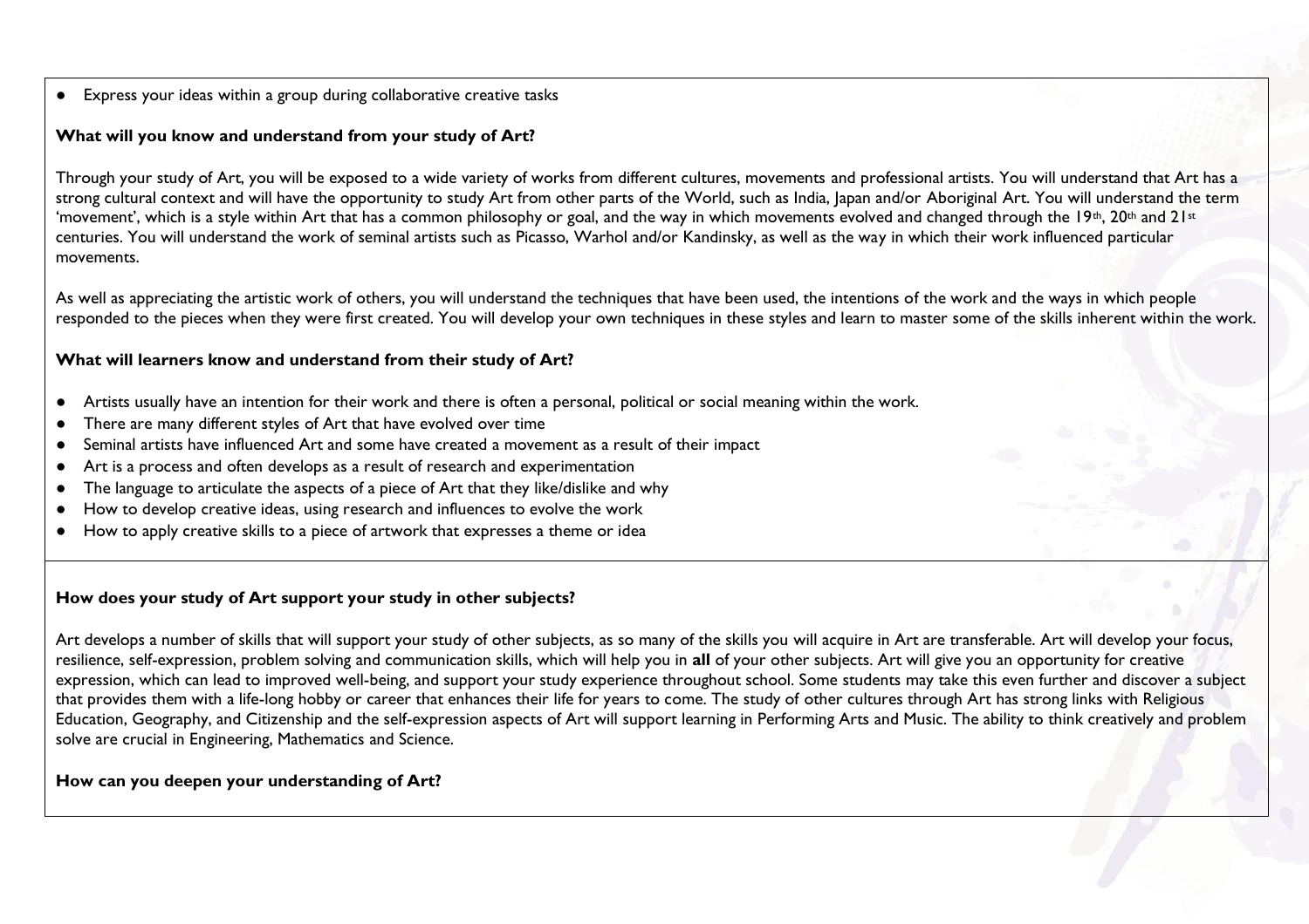- Express your ideas within a group during collaborative creative tasks

**What will you know and understand from your study of Art?**

Through your study of Art, you will be exposed to a wide variety of works from different cultures, movements and professional artists. You will understand that Art has a strong cultural context and will have the opportunity to study Art from other parts of the World, such as India, Japan and/or Aboriginal Art. You will understand the term 'movement', which is a style within Art that has a common philosophy or goal, and the way in which movements evolved and changed through the 19th, 20th and 21st centuries. You will understand the work of seminal artists such as Picasso, Warhol and/or Kandinsky, as well as the way in which their work influenced particular movements.

As well as appreciating the artistic work of others, you will understand the techniques that have been used, the intentions of the work and the ways in which people responded to the pieces when they were first created. You will develop your own techniques in these styles and learn to master some of the skills inherent within the work.

**What will learners know and understand from their study of Art?**

- Artists usually have an intention for their work and there is often a personal, political or social meaning within the work.
- There are many different styles of Art that have evolved over time
- Seminal artists have influenced Art and some have created a movement as a result of their impact
- Art is a process and often develops as a result of research and experimentation
- The language to articulate the aspects of a piece of Art that they like/dislike and why
- How to develop creative ideas, using research and influences to evolve the work
- How to apply creative skills to a piece of artwork that expresses a theme or idea

**How does your study of Art support your study in other subjects?**

Art develops a number of skills that will support your study of other subjects, as so many of the skills you will acquire in Art are transferable. Art will develop your focus, resilience, self-expression, problem solving and communication skills, which will help you in **all** of your other subjects. Art will give you an opportunity for creative expression, which can lead to improved well-being, and support your study experience throughout school. Some students may take this even further and discover a subject that provides them with a life-long hobby or career that enhances their life for years to come. The study of other cultures through Art has strong links with Religious Education, Geography, and Citizenship and the self-expression aspects of Art will support learning in Performing Arts and Music. The ability to think creatively and problem solve are crucial in Engineering, Mathematics and Science.

**How can you deepen your understanding of Art?**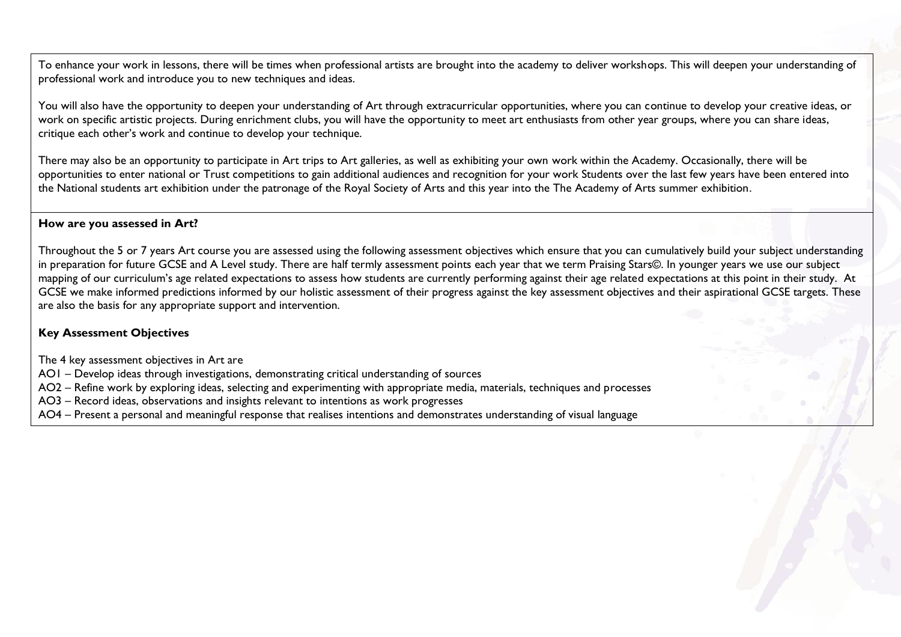To enhance your work in lessons, there will be times when professional artists are brought into the academy to deliver workshops. This will deepen your understanding of professional work and introduce you to new techniques and ideas.

You will also have the opportunity to deepen your understanding of Art through extracurricular opportunities, where you can continue to develop your creative ideas, or work on specific artistic projects. During enrichment clubs, you will have the opportunity to meet art enthusiasts from other year groups, where you can share ideas, critique each other's work and continue to develop your technique.

There may also be an opportunity to participate in Art trips to Art galleries, as well as exhibiting your own work within the Academy. Occasionally, there will be opportunities to enter national or Trust competitions to gain additional audiences and recognition for your work Students over the last few years have been entered into the National students art exhibition under the patronage of the Royal Society of Arts and this year into the The Academy of Arts summer exhibition.

**How are you assessed in Art?**

Throughout the 5 or 7 years Art course you are assessed using the following assessment objectives which ensure that you can cumulatively build your subject understanding in preparation for future GCSE and A Level study. There are half termly assessment points each year that we term Praising Stars©. In younger years we use our subject mapping of our curriculum's age related expectations to assess how students are currently performing against their age related expectations at this point in their study. At GCSE we make informed predictions informed by our holistic assessment of their progress against the key assessment objectives and their aspirational GCSE targets. These are also the basis for any appropriate support and intervention.

**Key Assessment Objectives**

The 4 key assessment objectives in Art are

AO1 – Develop ideas through investigations, demonstrating critical understanding of sources

AO2 – Refine work by exploring ideas, selecting and experimenting with appropriate media, materials, techniques and processes

AO3 – Record ideas, observations and insights relevant to intentions as work progresses

AO4 – Present a personal and meaningful response that realises intentions and demonstrates understanding of visual language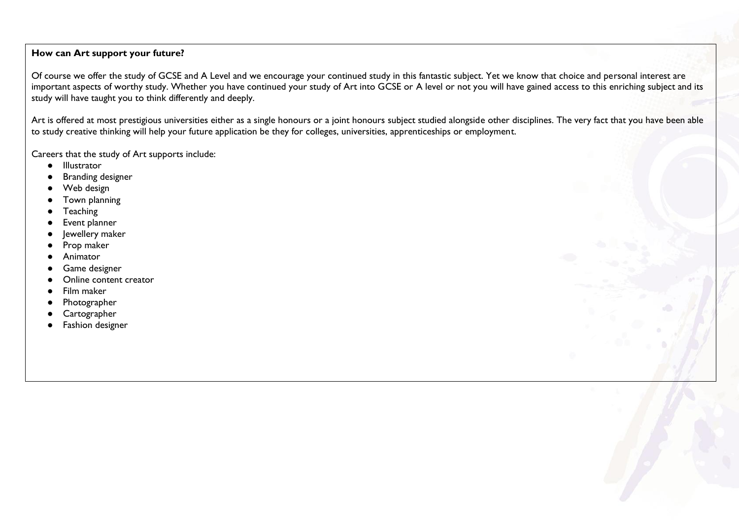**How can Art support your future?**

Of course we offer the study of GCSE and A Level and we encourage your continued study in this fantastic subject. Yet we know that choice and personal interest are important aspects of worthy study. Whether you have continued your study of Art into GCSE or A level or not you will have gained access to this enriching subject and its study will have taught you to think differently and deeply.

Art is offered at most prestigious universities either as a single honours or a joint honours subject studied alongside other disciplines. The very fact that you have been able to study creative thinking will help your future application be they for colleges, universities, apprenticeships or employment.

Careers that the study of Art supports include:

- Illustrator
- Branding designer
- Web design
- Town planning
- Teaching
- Event planner
- Jewellery maker
- Prop maker
- Animator
- Game designer
- Online content creator
- Film maker
- Photographer
- Cartographer
- Fashion designer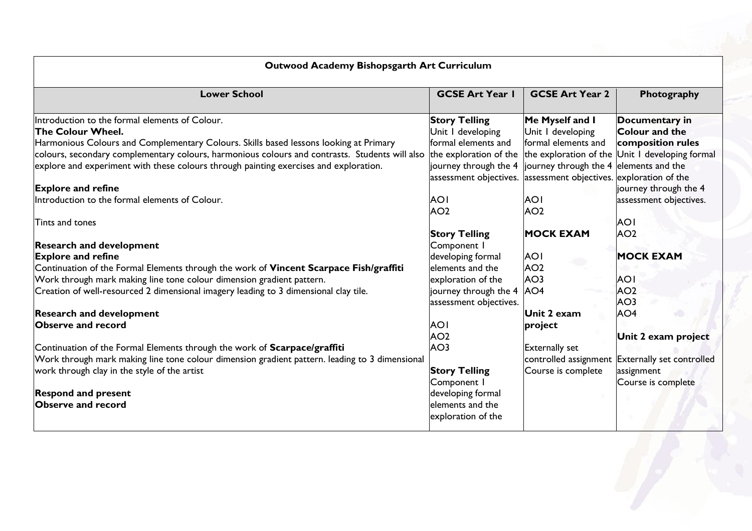| Outwood Academy Bishopsgarth Art Curriculum | | | |
|---|---|---|---|
| **Lower School** | **GCSE Art Year 1** | **GCSE Art Year 2** | **Photography** |
| Introduction to the formal elements of Colour.<br>**The Colour Wheel.**<br>Harmonious Colours and Complementary Colours. Skills based lessons looking at Primary colours, secondary complementary colours, harmonious colours and contrasts. Students will also explore and experiment with these colours through painting exercises and exploration.<br><br>**Explore and refine**<br>Introduction to the formal elements of Colour.<br><br>Tints and tones<br><br>**Research and development**<br>**Explore and refine**<br>Continuation of the Formal Elements through the work of **Vincent Scarpace Fish/graffiti**<br>Work through mark making line tone colour dimension gradient pattern.<br>Creation of well-resourced 2 dimensional imagery leading to 3 dimensional clay tile.<br><br>**Research and development**<br>**Observe and record**<br><br>Continuation of the Formal Elements through the work of **Scarpace/graffiti**<br>Work through mark making line tone colour dimension gradient pattern. leading to 3 dimensional work through clay in the style of the artist<br><br>**Respond and present**<br>**Observe and record** | **Story Telling**<br>Unit 1 developing formal elements and the exploration of the journey through the 4 assessment objectives.<br><br>AO1<br>AO2<br><br>**Story Telling**<br>Component 1 developing formal elements and the exploration of the journey through the 4 assessment objectives.<br><br>AO1<br>AO2<br>AO3<br><br>**Story Telling**<br>Component 1 developing formal elements and the exploration of the | **Me Myself and I**<br>Unit 1 developing formal elements and the exploration of the journey through the 4 assessment objectives.<br><br>AO1<br>AO2<br><br>**MOCK EXAM**<br><br>AO1<br>AO2<br>AO3<br>AO4<br><br>**Unit 2 exam project**<br><br>Externally set controlled assignment Course is complete | **Documentary in Colour and the composition rules**<br>Unit 1 developing formal elements and the exploration of the journey through the 4 assessment objectives.<br><br>AO1<br>AO2<br><br>**MOCK EXAM**<br><br>AO1<br>AO2<br>AO3<br>AO4<br><br>**Unit 2 exam project**<br><br>Externally set controlled assignment<br>Course is complete |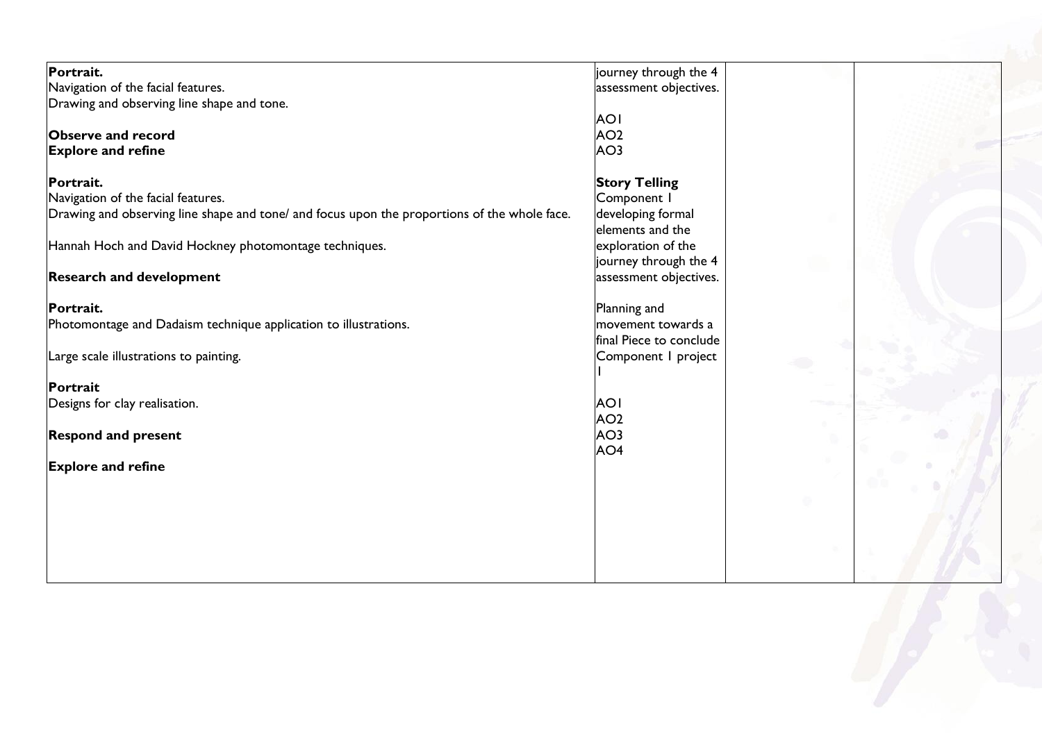| | | | |
|---|---|---|---|
| **Portrait.**<br>Navigation of the facial features.<br>Drawing and observing line shape and tone.<br><br>**Observe and record**<br>**Explore and refine**<br><br>**Portrait.**<br>Navigation of the facial features.<br>Drawing and observing line shape and tone/ and focus upon the proportions of the whole face.<br><br>Hannah Hoch and David Hockney photomontage techniques.<br><br>**Research and development**<br><br>**Portrait.**<br>Photomontage and Dadaism technique application to illustrations.<br><br>Large scale illustrations to painting.<br><br>**Portrait**<br>Designs for clay realisation.<br><br>**Respond and present**<br><br>**Explore and refine** | journey through the 4 assessment objectives.<br><br>AO1<br>AO2<br>AO3<br><br>**Story Telling**<br>Component 1 developing formal elements and the exploration of the journey through the 4 assessment objectives.<br><br>Planning and movement towards a final Piece to conclude Component 1 project 1<br><br>AO1<br>AO2<br>AO3<br>AO4 | | |